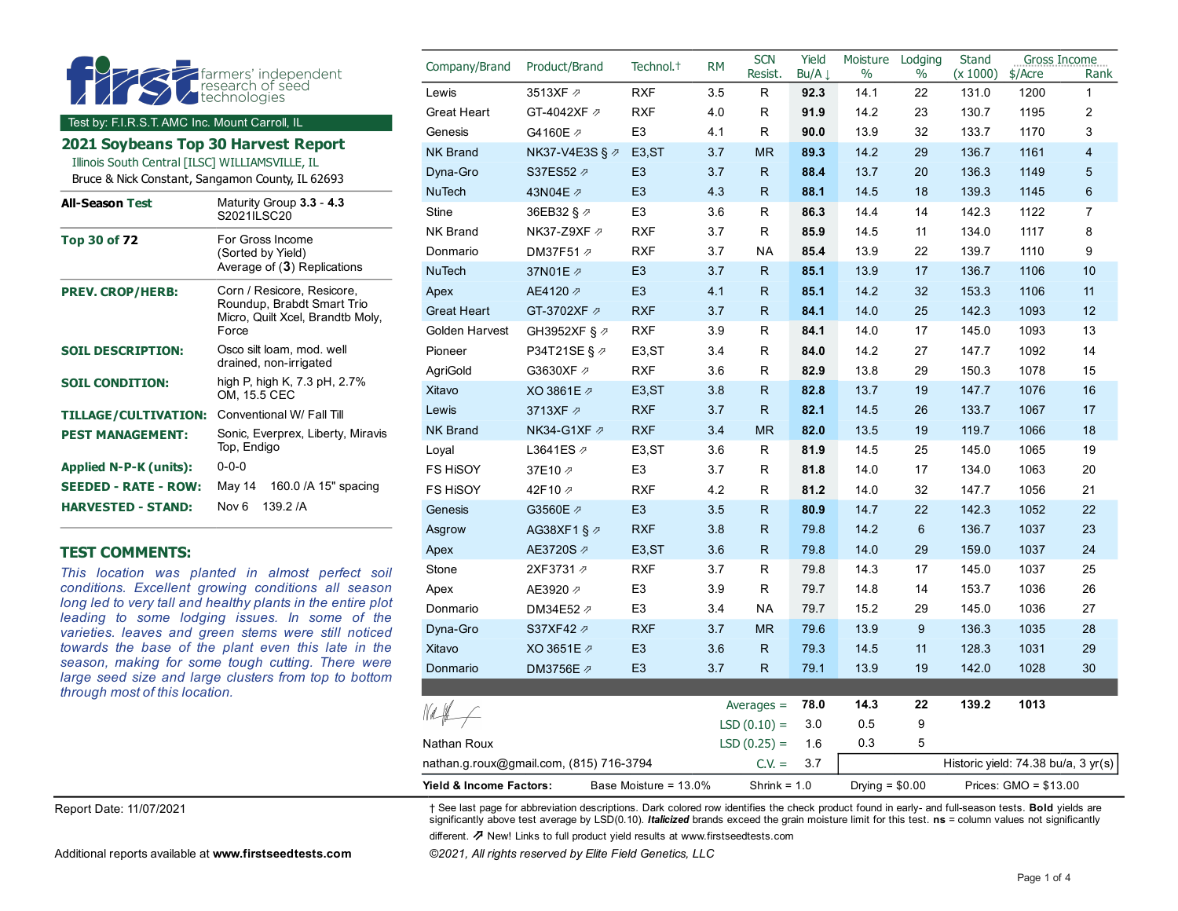**first** farmers' independent research of seed technologies

Test by: F.I.R.S.T. AMC Inc. Mount Carroll, IL

## 2021 Soybeans Top 30 Harvest Report

Illinois South Central [ILSC] WILLIAMSVILLE, IL
Bruce & Nick Constant, Sangamon County, IL 62693

| | |
|---|---|
| **All-Season Test** | Maturity Group **3.3 - 4.3** S2021ILSC20 |
| **Top 30 of 72** | For Gross Income (Sorted by Yield) Average of (**3**) Replications |
| **PREV. CROP/HERB:** | Corn / Resicore, Resicore, Roundup, Brabdt Smart Trio Micro, Quilt Xcel, Brandtb Moly, Force |
| **SOIL DESCRIPTION:** | Osco silt loam, mod. well drained, non-irrigated |
| **SOIL CONDITION:** | high P, high K, 7.3 pH, 2.7% OM, 15.5 CEC |
| **TILLAGE/CULTIVATION:** | Conventional W/ Fall Till |
| **PEST MANAGEMENT:** | Sonic, Everprex, Liberty, Miravis Top, Endigo |
| **Applied N-P-K (units):** | 0-0-0 |
| **SEEDED - RATE - ROW:** | May 14 160.0 /A 15" spacing |
| **HARVESTED - STAND:** | Nov 6 139.2 /A |

### TEST COMMENTS:

*This location was planted in almost perfect soil conditions. Excellent growing conditions all season long led to very tall and healthy plants in the entire plot leading to some lodging issues. In some of the varieties. leaves and green stems were still noticed towards the base of the plant even this late in the season, making for some tough cutting. There were large seed size and large clusters from top to bottom through most of this location.*

| Company/Brand | Product/Brand | Technol.† | RM | SCN Resist. | Yield Bu/A ↓ | Moisture % | Lodging % | Stand (x 1000) | Gross Income $/Acre | Rank |
|---|---|---|---|---|---|---|---|---|---|---|
| Lewis | 3513XF ⇗ | RXF | 3.5 | R | **92.3** | 14.1 | 22 | 131.0 | 1200 | 1 |
| Great Heart | GT-4042XF ⇗ | RXF | 4.0 | R | **91.9** | 14.2 | 23 | 130.7 | 1195 | 2 |
| Genesis | G4160E ⇗ | E3 | 4.1 | R | **90.0** | 13.9 | 32 | 133.7 | 1170 | 3 |
| NK Brand | NK37-V4E3S § ⇗ | E3,ST | 3.7 | MR | **89.3** | 14.2 | 29 | 136.7 | 1161 | 4 |
| Dyna-Gro | S37ES52 ⇗ | E3 | 3.7 | R | **88.4** | 13.7 | 20 | 136.3 | 1149 | 5 |
| NuTech | 43N04E ⇗ | E3 | 4.3 | R | **88.1** | 14.5 | 18 | 139.3 | 1145 | 6 |
| Stine | 36EB32 § ⇗ | E3 | 3.6 | R | **86.3** | 14.4 | 14 | 142.3 | 1122 | 7 |
| NK Brand | NK37-Z9XF ⇗ | RXF | 3.7 | R | **85.9** | 14.5 | 11 | 134.0 | 1117 | 8 |
| Donmario | DM37F51 ⇗ | RXF | 3.7 | NA | **85.4** | 13.9 | 22 | 139.7 | 1110 | 9 |
| NuTech | 37N01E ⇗ | E3 | 3.7 | R | **85.1** | 13.9 | 17 | 136.7 | 1106 | 10 |
| Apex | AE4120 ⇗ | E3 | 4.1 | R | **85.1** | 14.2 | 32 | 153.3 | 1106 | 11 |
| Great Heart | GT-3702XF ⇗ | RXF | 3.7 | R | **84.1** | 14.0 | 25 | 142.3 | 1093 | 12 |
| Golden Harvest | GH3952XF § ⇗ | RXF | 3.9 | R | **84.1** | 14.0 | 17 | 145.0 | 1093 | 13 |
| Pioneer | P34T21SE § ⇗ | E3,ST | 3.4 | R | **84.0** | 14.2 | 27 | 147.7 | 1092 | 14 |
| AgriGold | G3630XF ⇗ | RXF | 3.6 | R | **82.9** | 13.8 | 29 | 150.3 | 1078 | 15 |
| Xitavo | XO 3861E ⇗ | E3,ST | 3.8 | R | **82.8** | 13.7 | 19 | 147.7 | 1076 | 16 |
| Lewis | 3713XF ⇗ | RXF | 3.7 | R | **82.1** | 14.5 | 26 | 133.7 | 1067 | 17 |
| NK Brand | NK34-G1XF ⇗ | RXF | 3.4 | MR | **82.0** | 13.5 | 19 | 119.7 | 1066 | 18 |
| Loyal | L3641ES ⇗ | E3,ST | 3.6 | R | **81.9** | 14.5 | 25 | 145.0 | 1065 | 19 |
| FS HiSOY | 37E10 ⇗ | E3 | 3.7 | R | **81.8** | 14.0 | 17 | 134.0 | 1063 | 20 |
| FS HiSOY | 42F10 ⇗ | RXF | 4.2 | R | **81.2** | 14.0 | 32 | 147.7 | 1056 | 21 |
| Genesis | G3560E ⇗ | E3 | 3.5 | R | **80.9** | 14.7 | 22 | 142.3 | 1052 | 22 |
| Asgrow | AG38XF1 § ⇗ | RXF | 3.8 | R | 79.8 | 14.2 | 6 | 136.7 | 1037 | 23 |
| Apex | AE3720S ⇗ | E3,ST | 3.6 | R | 79.8 | 14.0 | 29 | 159.0 | 1037 | 24 |
| Stone | 2XF3731 ⇗ | RXF | 3.7 | R | 79.8 | 14.3 | 17 | 145.0 | 1037 | 25 |
| Apex | AE3920 ⇗ | E3 | 3.9 | R | 79.7 | 14.8 | 14 | 153.7 | 1036 | 26 |
| Donmario | DM34E52 ⇗ | E3 | 3.4 | NA | 79.7 | 15.2 | 29 | 145.0 | 1036 | 27 |
| Dyna-Gro | S37XF42 ⇗ | RXF | 3.7 | MR | 79.6 | 13.9 | 9 | 136.3 | 1035 | 28 |
| Xitavo | XO 3651E ⇗ | E3 | 3.6 | R | 79.3 | 14.5 | 11 | 128.3 | 1031 | 29 |
| Donmario | DM3756E ⇗ | E3 | 3.7 | R | 79.1 | 13.9 | 19 | 142.0 | 1028 | 30 |
| | | | | Averages = | **78.0** | **14.3** | **22** | **139.2** | **1013** | |
| | | | | LSD (0.10) = | 3.0 | 0.5 | 9 | | | |
| | | | | LSD (0.25) = | 1.6 | 0.3 | 5 | | | |
| | | | | C.V. = | 3.7 | | | | Historic yield: 74.38 bu/a, 3 yr(s) | |

Nathan Roux
nathan.g.roux@gmail.com, (815) 716-3794

**Yield & Income Factors:** Base Moisture = 13.0% Shrink = 1.0 Drying = $0.00 Prices: GMO = $13.00

Report Date: 11/07/2021

† See last page for abbreviation descriptions. Dark colored row identifies the check product found in early- and full-season tests. **Bold** yields are significantly above test average by LSD(0.10). ***Italicized*** brands exceed the grain moisture limit for this test. **ns** = column values not significantly different. ⇗ New! Links to full product yield results at www.firstseedtests.com

Additional reports available at **www.firstseedtests.com**

*©2021, All rights reserved by Elite Field Genetics, LLC*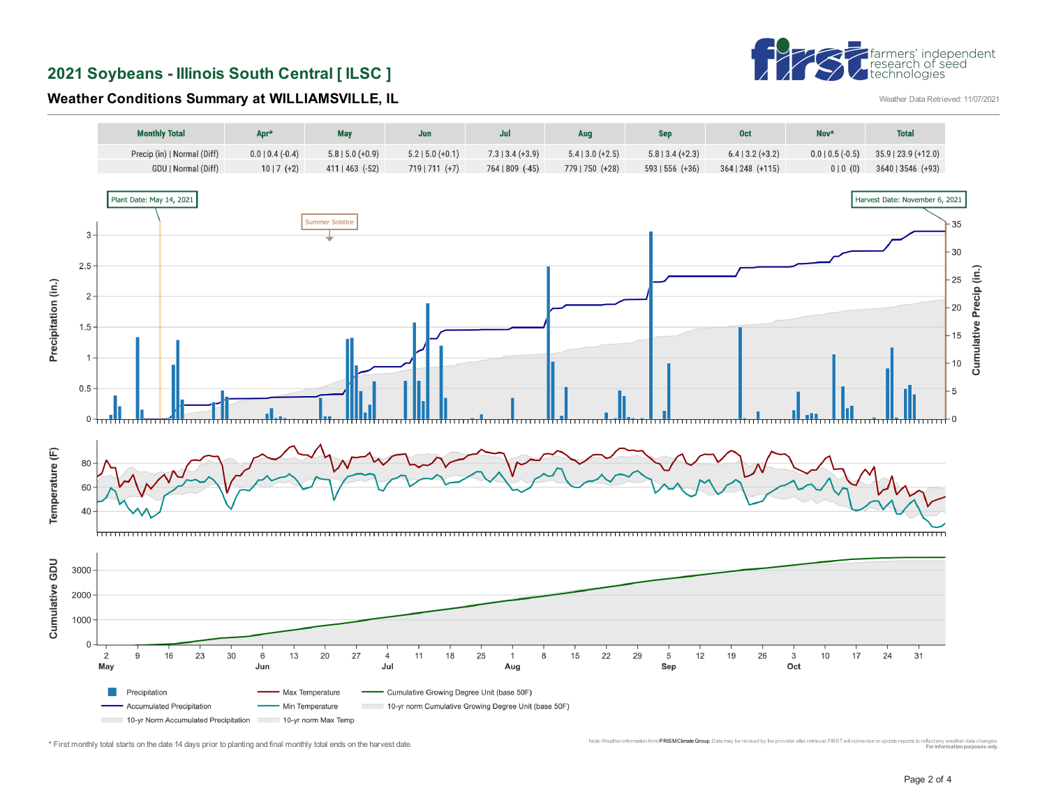# 2021 Soybeans - Illinois South Central [ ILSC ]

## Weather Conditions Summary at WILLIAMSVILLE, IL

Weather Data Retrieved: 11/07/2021

| Monthly Total | Apr* | May | Jun | Jul | Aug | Sep | Oct | Nov* | Total |
|---|---|---|---|---|---|---|---|---|---|
| Precip (in) \| Normal (Diff) | 0.0 \| 0.4 (-0.4) | 5.8 \| 5.0 (+0.9) | 5.2 \| 5.0 (+0.1) | 7.3 \| 3.4 (+3.9) | 5.4 \| 3.0 (+2.5) | 5.8 \| 3.4 (+2.3) | 6.4 \| 3.2 (+3.2) | 0.0 \| 0.5 (-0.5) | 35.9 \| 23.9 (+12.0) |
| GDU \| Normal (Diff) | 10 \| 7 (+2) | 411 \| 463 (-52) | 719 \| 711 (+7) | 764 \| 809 (-45) | 779 \| 750 (+28) | 593 \| 556 (+36) | 364 \| 248 (+115) | 0 \| 0 (0) | 3640 \| 3546 (+93) |

Plant Date: May 14, 2021

Harvest Date: November 6, 2021

Summer Solstice

Legend: Precipitation; Accumulated Precipitation; 10-yr Norm Accumulated Precipitation; Max Temperature; Min Temperature; 10-yr norm Max Temp; Cumulative Growing Degree Unit (base 50F); 10-yr norm Cumulative Growing Degree Unit (base 50F)

\* First monthly total starts on the date 14 days prior to planting and final monthly total ends on the harvest date.

Note: Weather information from PRISM Climate Group. Data may be revised by the provider after retrieval. FIRST will not revise or update reports to reflect any weather data changes. For information purposes only.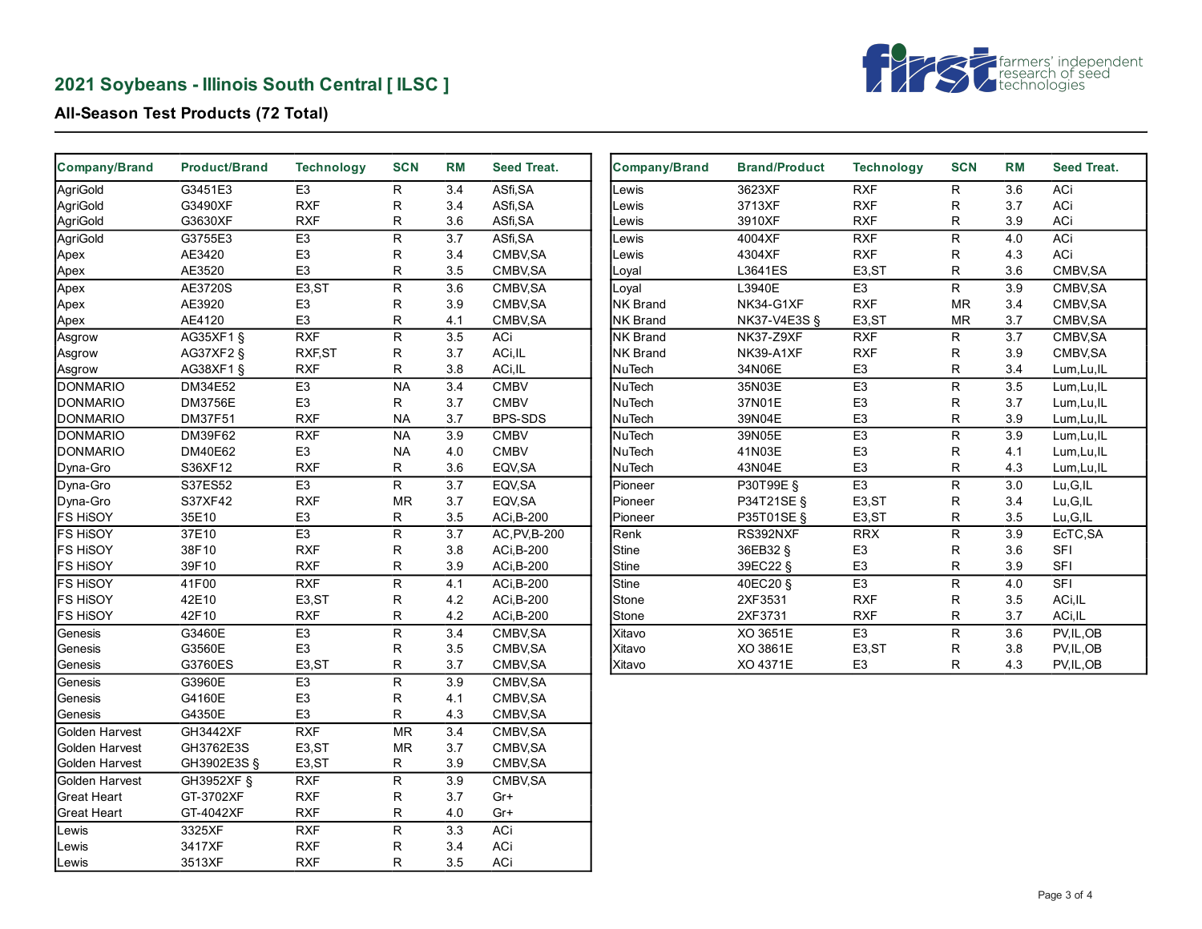## 2021 Soybeans - Illinois South Central [ ILSC ]

farmers' independent research of seed technologies

### All-Season Test Products (72 Total)

| Company/Brand | Product/Brand | Technology | SCN | RM | Seed Treat. |
|---|---|---|---|---|---|
| AgriGold | G3451E3 | E3 | R | 3.4 | ASfi,SA |
| AgriGold | G3490XF | RXF | R | 3.4 | ASfi,SA |
| AgriGold | G3630XF | RXF | R | 3.6 | ASfi,SA |
| AgriGold | G3755E3 | E3 | R | 3.7 | ASfi,SA |
| Apex | AE3420 | E3 | R | 3.4 | CMBV,SA |
| Apex | AE3520 | E3 | R | 3.5 | CMBV,SA |
| Apex | AE3720S | E3,ST | R | 3.6 | CMBV,SA |
| Apex | AE3920 | E3 | R | 3.9 | CMBV,SA |
| Apex | AE4120 | E3 | R | 4.1 | CMBV,SA |
| Asgrow | AG35XF1 § | RXF | R | 3.5 | ACi |
| Asgrow | AG37XF2 § | RXF,ST | R | 3.7 | ACi,IL |
| Asgrow | AG38XF1 § | RXF | R | 3.8 | ACi,IL |
| DONMARIO | DM34E52 | E3 | NA | 3.4 | CMBV |
| DONMARIO | DM3756E | E3 | R | 3.7 | CMBV |
| DONMARIO | DM37F51 | RXF | NA | 3.7 | BPS-SDS |
| DONMARIO | DM39F62 | RXF | NA | 3.9 | CMBV |
| DONMARIO | DM40E62 | E3 | NA | 4.0 | CMBV |
| Dyna-Gro | S36XF12 | RXF | R | 3.6 | EQV,SA |
| Dyna-Gro | S37ES52 | E3 | R | 3.7 | EQV,SA |
| Dyna-Gro | S37XF42 | RXF | MR | 3.7 | EQV,SA |
| FS HiSOY | 35E10 | E3 | R | 3.5 | ACi,B-200 |
| FS HiSOY | 37E10 | E3 | R | 3.7 | AC,PV,B-200 |
| FS HiSOY | 38F10 | RXF | R | 3.8 | ACi,B-200 |
| FS HiSOY | 39F10 | RXF | R | 3.9 | ACi,B-200 |
| FS HiSOY | 41F00 | RXF | R | 4.1 | ACi,B-200 |
| FS HiSOY | 42E10 | E3,ST | R | 4.2 | ACi,B-200 |
| FS HiSOY | 42F10 | RXF | R | 4.2 | ACi,B-200 |
| Genesis | G3460E | E3 | R | 3.4 | CMBV,SA |
| Genesis | G3560E | E3 | R | 3.5 | CMBV,SA |
| Genesis | G3760ES | E3,ST | R | 3.7 | CMBV,SA |
| Genesis | G3960E | E3 | R | 3.9 | CMBV,SA |
| Genesis | G4160E | E3 | R | 4.1 | CMBV,SA |
| Genesis | G4350E | E3 | R | 4.3 | CMBV,SA |
| Golden Harvest | GH3442XF | RXF | MR | 3.4 | CMBV,SA |
| Golden Harvest | GH3762E3S | E3,ST | MR | 3.7 | CMBV,SA |
| Golden Harvest | GH3902E3S § | E3,ST | R | 3.9 | CMBV,SA |
| Golden Harvest | GH3952XF § | RXF | R | 3.9 | CMBV,SA |
| Great Heart | GT-3702XF | RXF | R | 3.7 | Gr+ |
| Great Heart | GT-4042XF | RXF | R | 4.0 | Gr+ |
| Lewis | 3325XF | RXF | R | 3.3 | ACi |
| Lewis | 3417XF | RXF | R | 3.4 | ACi |
| Lewis | 3513XF | RXF | R | 3.5 | ACi |

| Company/Brand | Brand/Product | Technology | SCN | RM | Seed Treat. |
|---|---|---|---|---|---|
| Lewis | 3623XF | RXF | R | 3.6 | ACi |
| Lewis | 3713XF | RXF | R | 3.7 | ACi |
| Lewis | 3910XF | RXF | R | 3.9 | ACi |
| Lewis | 4004XF | RXF | R | 4.0 | ACi |
| Lewis | 4304XF | RXF | R | 4.3 | ACi |
| Loyal | L3641ES | E3,ST | R | 3.6 | CMBV,SA |
| Loyal | L3940E | E3 | R | 3.9 | CMBV,SA |
| NK Brand | NK34-G1XF | RXF | MR | 3.4 | CMBV,SA |
| NK Brand | NK37-V4E3S § | E3,ST | MR | 3.7 | CMBV,SA |
| NK Brand | NK37-Z9XF | RXF | R | 3.7 | CMBV,SA |
| NK Brand | NK39-A1XF | RXF | R | 3.9 | CMBV,SA |
| NuTech | 34N06E | E3 | R | 3.4 | Lum,Lu,IL |
| NuTech | 35N03E | E3 | R | 3.5 | Lum,Lu,IL |
| NuTech | 37N01E | E3 | R | 3.7 | Lum,Lu,IL |
| NuTech | 39N04E | E3 | R | 3.9 | Lum,Lu,IL |
| NuTech | 39N05E | E3 | R | 3.9 | Lum,Lu,IL |
| NuTech | 41N03E | E3 | R | 4.1 | Lum,Lu,IL |
| NuTech | 43N04E | E3 | R | 4.3 | Lum,Lu,IL |
| Pioneer | P30T99E § | E3 | R | 3.0 | Lu,G,IL |
| Pioneer | P34T21SE § | E3,ST | R | 3.4 | Lu,G,IL |
| Pioneer | P35T01SE § | E3,ST | R | 3.5 | Lu,G,IL |
| Renk | RS392NXF | RRX | R | 3.9 | EcTC,SA |
| Stine | 36EB32 § | E3 | R | 3.6 | SFI |
| Stine | 39EC22 § | E3 | R | 3.9 | SFI |
| Stine | 40EC20 § | E3 | R | 4.0 | SFI |
| Stone | 2XF3531 | RXF | R | 3.5 | ACi,IL |
| Stone | 2XF3731 | RXF | R | 3.7 | ACi,IL |
| Xitavo | XO 3651E | E3 | R | 3.6 | PV,IL,OB |
| Xitavo | XO 3861E | E3,ST | R | 3.8 | PV,IL,OB |
| Xitavo | XO 4371E | E3 | R | 4.3 | PV,IL,OB |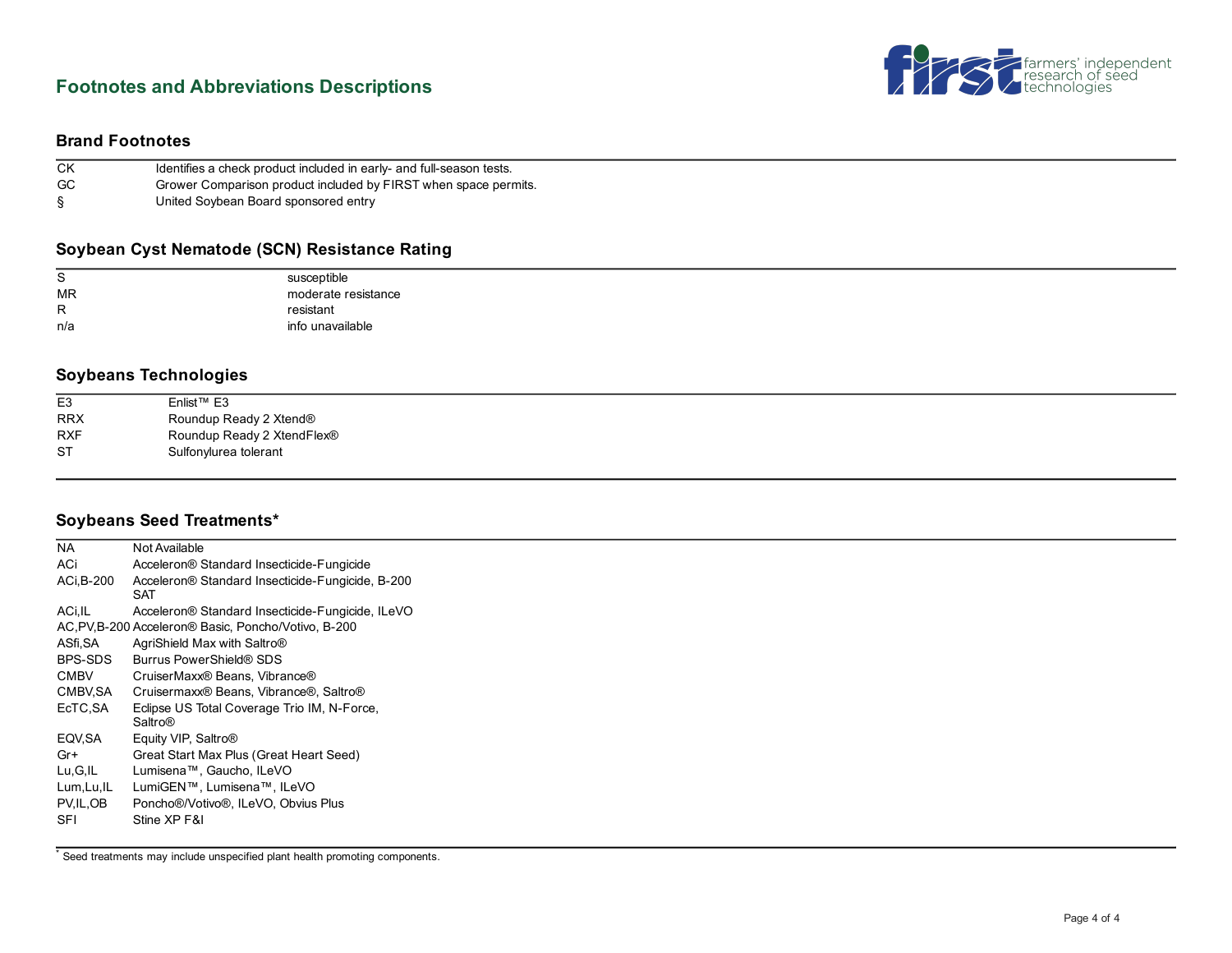## Footnotes and Abbreviations Descriptions

### Brand Footnotes

| | |
|---|---|
| CK | Identifies a check product included in early- and full-season tests. |
| GC | Grower Comparison product included by FIRST when space permits. |
| § | United Soybean Board sponsored entry |

### Soybean Cyst Nematode (SCN) Resistance Rating

| | |
|---|---|
| S | susceptible |
| MR | moderate resistance |
| R | resistant |
| n/a | info unavailable |

### Soybeans Technologies

| | |
|---|---|
| E3 | Enlist™ E3 |
| RRX | Roundup Ready 2 Xtend® |
| RXF | Roundup Ready 2 XtendFlex® |
| ST | Sulfonylurea tolerant |

### Soybeans Seed Treatments*

| | |
|---|---|
| NA | Not Available |
| ACi | Acceleron® Standard Insecticide-Fungicide |
| ACi,B-200 | Acceleron® Standard Insecticide-Fungicide, B-200 SAT |
| ACi,IL | Acceleron® Standard Insecticide-Fungicide, ILeVO |
| AC,PV,B-200 | Acceleron® Basic, Poncho/Votivo, B-200 |
| ASfi,SA | AgriShield Max with Saltro® |
| BPS-SDS | Burrus PowerShield® SDS |
| CMBV | CruiserMaxx® Beans, Vibrance® |
| CMBV,SA | Cruisermaxx® Beans, Vibrance®, Saltro® |
| EcTC,SA | Eclipse US Total Coverage Trio IM, N-Force, Saltro® |
| EQV,SA | Equity VIP, Saltro® |
| Gr+ | Great Start Max Plus (Great Heart Seed) |
| Lu,G,IL | Lumisena™, Gaucho, ILeVO |
| Lum,Lu,IL | LumiGEN™, Lumisena™, ILeVO |
| PV,IL,OB | Poncho®/Votivo®, ILeVO, Obvius Plus |
| SFI | Stine XP F&I |

[*] Seed treatments may include unspecified plant health promoting components.